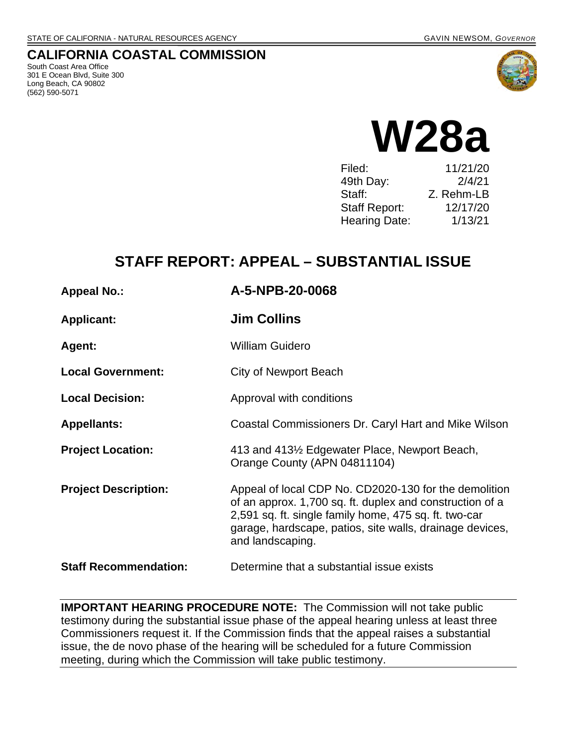STATE OF CALIFORNIA - NATURAL RESOURCES AGENCY GAVIN NEWSOM, *GOVERNOR*

**CALIFORNIA COASTAL COMMISSION**
South Coast Area Office
301 E Ocean Blvd, Suite 300
Long Beach, CA 90802
(562) 590-5071

# W28a

| | |
|---|---|
| Filed: | 11/21/20 |
| 49th Day: | 2/4/21 |
| Staff: | Z. Rehm-LB |
| Staff Report: | 12/17/20 |
| Hearing Date: | 1/13/21 |

## STAFF REPORT: APPEAL – SUBSTANTIAL ISSUE

| | |
|---|---|
| **Appeal No.:** | **A-5-NPB-20-0068** |
| **Applicant:** | **Jim Collins** |
| **Agent:** | William Guidero |
| **Local Government:** | City of Newport Beach |
| **Local Decision:** | Approval with conditions |
| **Appellants:** | Coastal Commissioners Dr. Caryl Hart and Mike Wilson |
| **Project Location:** | 413 and 413½ Edgewater Place, Newport Beach, Orange County (APN 04811104) |
| **Project Description:** | Appeal of local CDP No. CD2020-130 for the demolition of an approx. 1,700 sq. ft. duplex and construction of a 2,591 sq. ft. single family home, 475 sq. ft. two-car garage, hardscape, patios, site walls, drainage devices, and landscaping. |
| **Staff Recommendation:** | Determine that a substantial issue exists |

**IMPORTANT HEARING PROCEDURE NOTE:** The Commission will not take public testimony during the substantial issue phase of the appeal hearing unless at least three Commissioners request it. If the Commission finds that the appeal raises a substantial issue, the de novo phase of the hearing will be scheduled for a future Commission meeting, during which the Commission will take public testimony.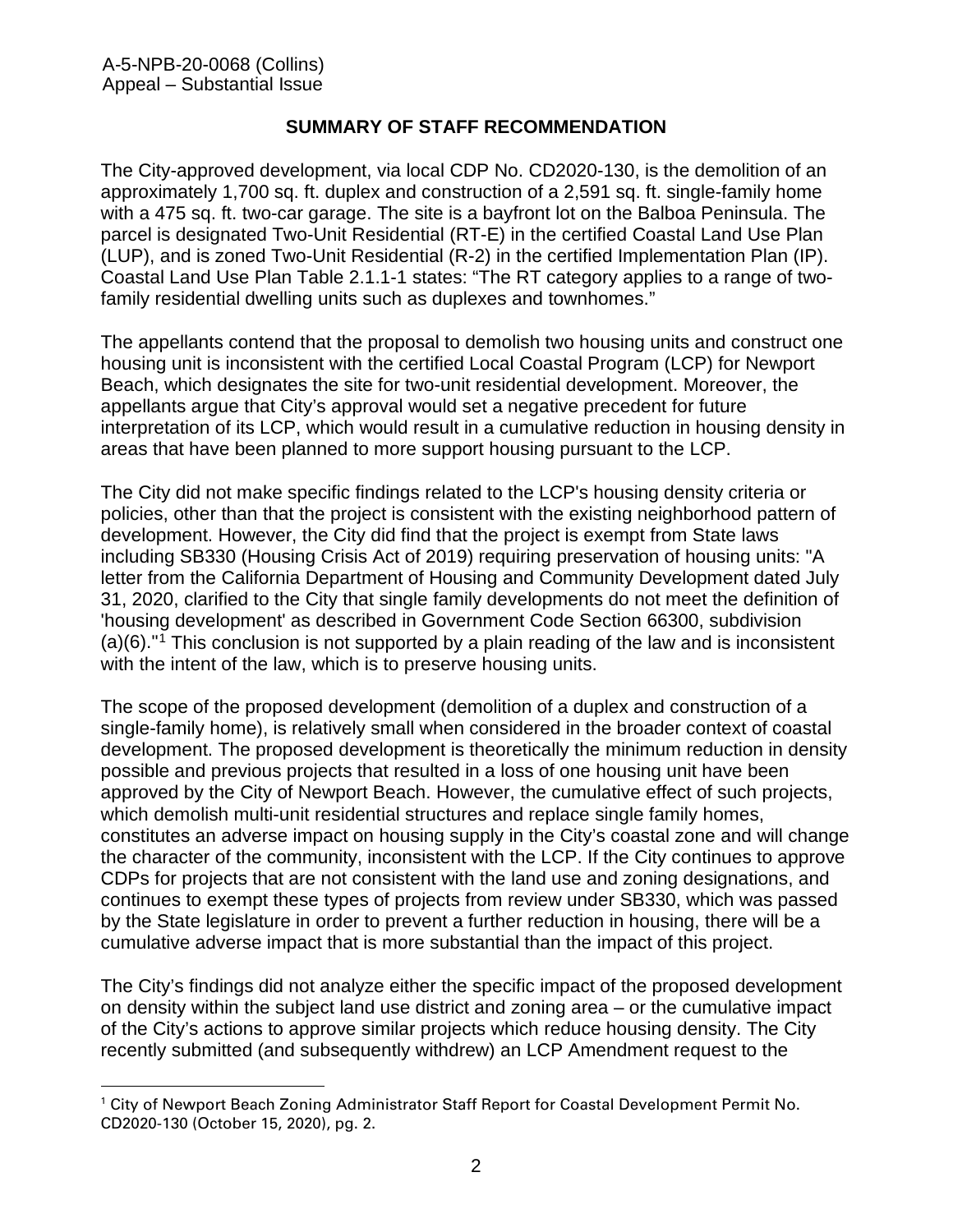## SUMMARY OF STAFF RECOMMENDATION

The City-approved development, via local CDP No. CD2020-130, is the demolition of an approximately 1,700 sq. ft. duplex and construction of a 2,591 sq. ft. single-family home with a 475 sq. ft. two-car garage. The site is a bayfront lot on the Balboa Peninsula. The parcel is designated Two-Unit Residential (RT-E) in the certified Coastal Land Use Plan (LUP), and is zoned Two-Unit Residential (R-2) in the certified Implementation Plan (IP). Coastal Land Use Plan Table 2.1.1-1 states: "The RT category applies to a range of two-family residential dwelling units such as duplexes and townhomes."

The appellants contend that the proposal to demolish two housing units and construct one housing unit is inconsistent with the certified Local Coastal Program (LCP) for Newport Beach, which designates the site for two-unit residential development. Moreover, the appellants argue that City's approval would set a negative precedent for future interpretation of its LCP, which would result in a cumulative reduction in housing density in areas that have been planned to more support housing pursuant to the LCP.

The City did not make specific findings related to the LCP's housing density criteria or policies, other than that the project is consistent with the existing neighborhood pattern of development. However, the City did find that the project is exempt from State laws including SB330 (Housing Crisis Act of 2019) requiring preservation of housing units: "A letter from the California Department of Housing and Community Development dated July 31, 2020, clarified to the City that single family developments do not meet the definition of 'housing development' as described in Government Code Section 66300, subdivision (a)(6)."[1] This conclusion is not supported by a plain reading of the law and is inconsistent with the intent of the law, which is to preserve housing units.

The scope of the proposed development (demolition of a duplex and construction of a single-family home), is relatively small when considered in the broader context of coastal development. The proposed development is theoretically the minimum reduction in density possible and previous projects that resulted in a loss of one housing unit have been approved by the City of Newport Beach. However, the cumulative effect of such projects, which demolish multi-unit residential structures and replace single family homes, constitutes an adverse impact on housing supply in the City's coastal zone and will change the character of the community, inconsistent with the LCP. If the City continues to approve CDPs for projects that are not consistent with the land use and zoning designations, and continues to exempt these types of projects from review under SB330, which was passed by the State legislature in order to prevent a further reduction in housing, there will be a cumulative adverse impact that is more substantial than the impact of this project.

The City's findings did not analyze either the specific impact of the proposed development on density within the subject land use district and zoning area – or the cumulative impact of the City's actions to approve similar projects which reduce housing density. The City recently submitted (and subsequently withdrew) an LCP Amendment request to the

[1] City of Newport Beach Zoning Administrator Staff Report for Coastal Development Permit No. CD2020-130 (October 15, 2020), pg. 2.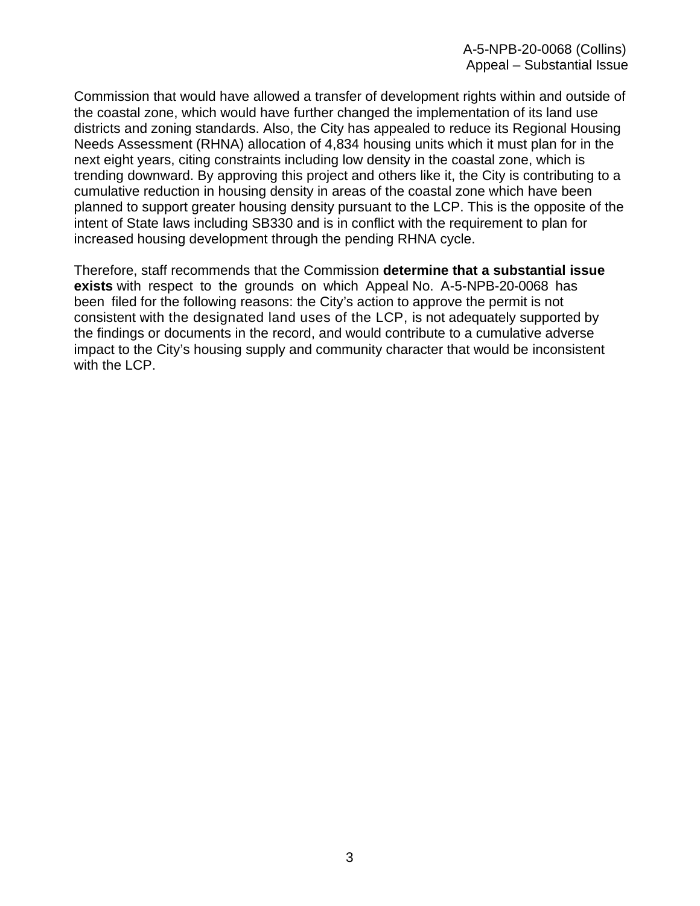Commission that would have allowed a transfer of development rights within and outside of the coastal zone, which would have further changed the implementation of its land use districts and zoning standards. Also, the City has appealed to reduce its Regional Housing Needs Assessment (RHNA) allocation of 4,834 housing units which it must plan for in the next eight years, citing constraints including low density in the coastal zone, which is trending downward. By approving this project and others like it, the City is contributing to a cumulative reduction in housing density in areas of the coastal zone which have been planned to support greater housing density pursuant to the LCP. This is the opposite of the intent of State laws including SB330 and is in conflict with the requirement to plan for increased housing development through the pending RHNA cycle.

Therefore, staff recommends that the Commission **determine that a substantial issue exists** with respect to the grounds on which Appeal No. A-5-NPB-20-0068 has been filed for the following reasons: the City's action to approve the permit is not consistent with the designated land uses of the LCP, is not adequately supported by the findings or documents in the record, and would contribute to a cumulative adverse impact to the City's housing supply and community character that would be inconsistent with the LCP.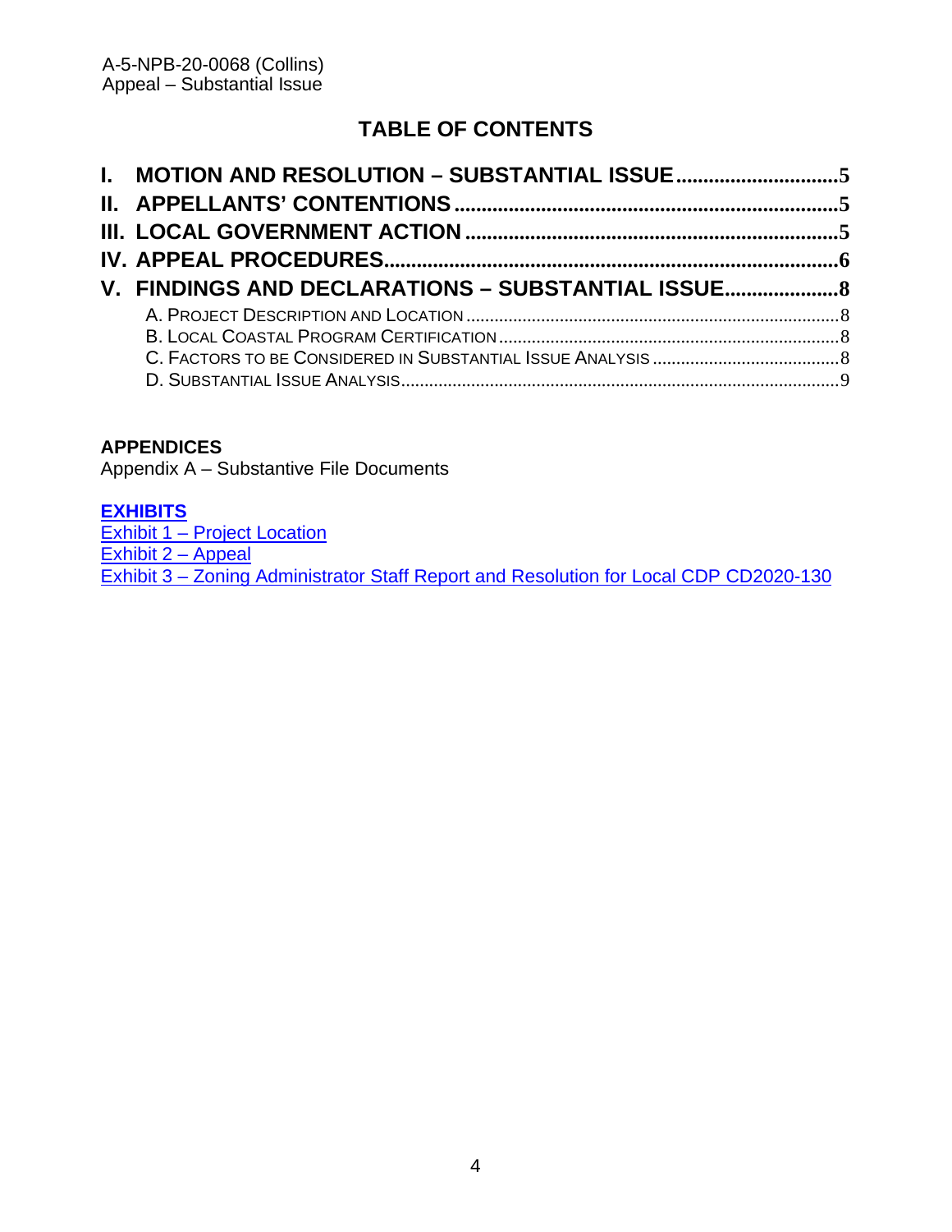## TABLE OF CONTENTS

**I. MOTION AND RESOLUTION – SUBSTANTIAL ISSUE** .............................. 5
**II. APPELLANTS' CONTENTIONS** ....................................................... 5
**III. LOCAL GOVERNMENT ACTION** ..................................................... 5
**IV. APPEAL PROCEDURES** .................................................................. 6
**V. FINDINGS AND DECLARATIONS – SUBSTANTIAL ISSUE** ..................... 8

- A. PROJECT DESCRIPTION AND LOCATION ............................................... 8
- B. LOCAL COASTAL PROGRAM CERTIFICATION ........................................ 8
- C. FACTORS TO BE CONSIDERED IN SUBSTANTIAL ISSUE ANALYSIS ................ 8
- D. SUBSTANTIAL ISSUE ANALYSIS ........................................................ 9

**APPENDICES**

Appendix A – Substantive File Documents

**EXHIBITS**

Exhibit 1 – Project Location
Exhibit 2 – Appeal
Exhibit 3 – Zoning Administrator Staff Report and Resolution for Local CDP CD2020-130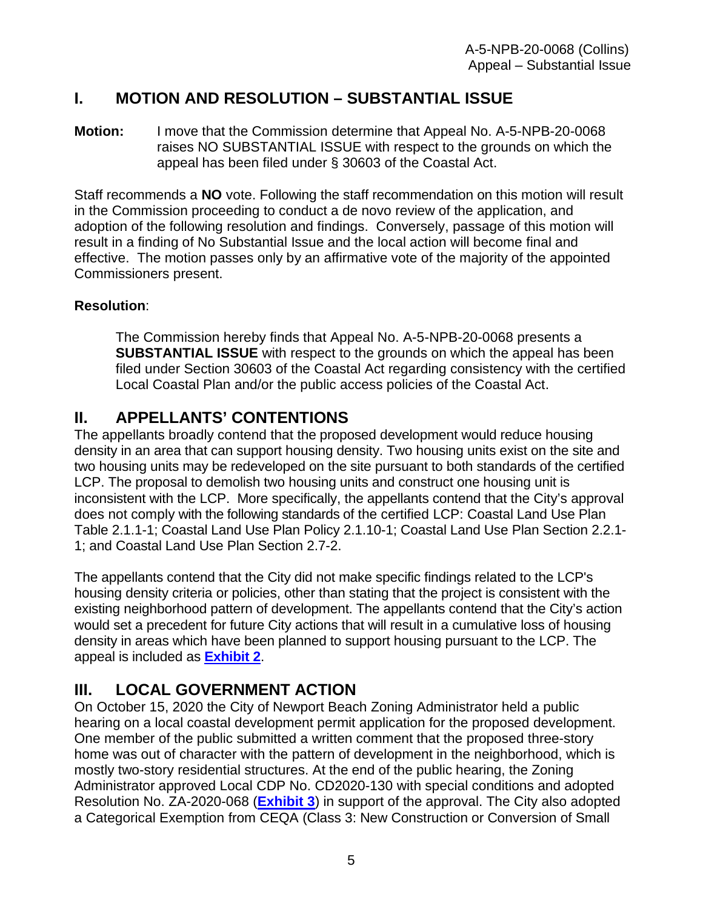## I. MOTION AND RESOLUTION – SUBSTANTIAL ISSUE

**Motion:** I move that the Commission determine that Appeal No. A-5-NPB-20-0068 raises NO SUBSTANTIAL ISSUE with respect to the grounds on which the appeal has been filed under § 30603 of the Coastal Act.

Staff recommends a **NO** vote. Following the staff recommendation on this motion will result in the Commission proceeding to conduct a de novo review of the application, and adoption of the following resolution and findings. Conversely, passage of this motion will result in a finding of No Substantial Issue and the local action will become final and effective. The motion passes only by an affirmative vote of the majority of the appointed Commissioners present.

**Resolution**:

> The Commission hereby finds that Appeal No. A-5-NPB-20-0068 presents a **SUBSTANTIAL ISSUE** with respect to the grounds on which the appeal has been filed under Section 30603 of the Coastal Act regarding consistency with the certified Local Coastal Plan and/or the public access policies of the Coastal Act.

## II. APPELLANTS' CONTENTIONS

The appellants broadly contend that the proposed development would reduce housing density in an area that can support housing density. Two housing units exist on the site and two housing units may be redeveloped on the site pursuant to both standards of the certified LCP. The proposal to demolish two housing units and construct one housing unit is inconsistent with the LCP. More specifically, the appellants contend that the City's approval does not comply with the following standards of the certified LCP: Coastal Land Use Plan Table 2.1.1-1; Coastal Land Use Plan Policy 2.1.10-1; Coastal Land Use Plan Section 2.2.1-1; and Coastal Land Use Plan Section 2.7-2.

The appellants contend that the City did not make specific findings related to the LCP's housing density criteria or policies, other than stating that the project is consistent with the existing neighborhood pattern of development. The appellants contend that the City's action would set a precedent for future City actions that will result in a cumulative loss of housing density in areas which have been planned to support housing pursuant to the LCP. The appeal is included as **Exhibit 2**.

## III. LOCAL GOVERNMENT ACTION

On October 15, 2020 the City of Newport Beach Zoning Administrator held a public hearing on a local coastal development permit application for the proposed development. One member of the public submitted a written comment that the proposed three-story home was out of character with the pattern of development in the neighborhood, which is mostly two-story residential structures. At the end of the public hearing, the Zoning Administrator approved Local CDP No. CD2020-130 with special conditions and adopted Resolution No. ZA-2020-068 (**Exhibit 3**) in support of the approval. The City also adopted a Categorical Exemption from CEQA (Class 3: New Construction or Conversion of Small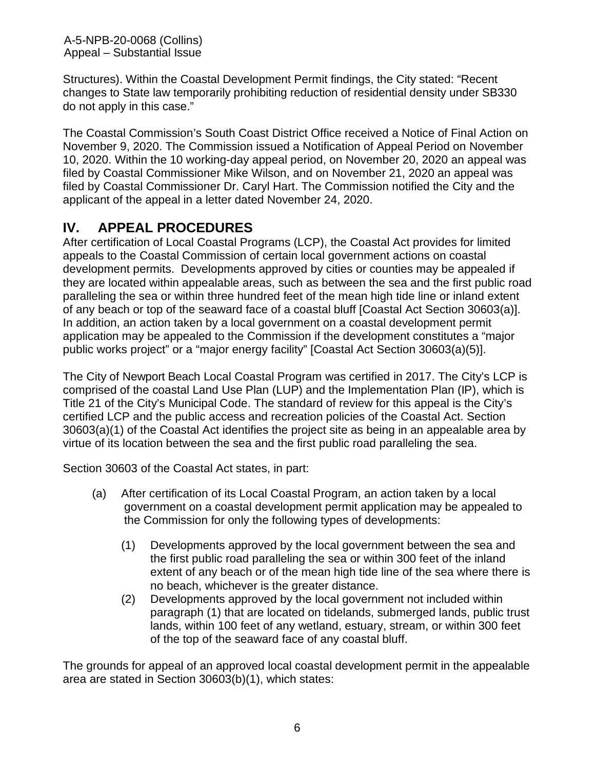Structures). Within the Coastal Development Permit findings, the City stated: "Recent changes to State law temporarily prohibiting reduction of residential density under SB330 do not apply in this case."

The Coastal Commission's South Coast District Office received a Notice of Final Action on November 9, 2020. The Commission issued a Notification of Appeal Period on November 10, 2020. Within the 10 working-day appeal period, on November 20, 2020 an appeal was filed by Coastal Commissioner Mike Wilson, and on November 21, 2020 an appeal was filed by Coastal Commissioner Dr. Caryl Hart. The Commission notified the City and the applicant of the appeal in a letter dated November 24, 2020.

## IV. APPEAL PROCEDURES

After certification of Local Coastal Programs (LCP), the Coastal Act provides for limited appeals to the Coastal Commission of certain local government actions on coastal development permits. Developments approved by cities or counties may be appealed if they are located within appealable areas, such as between the sea and the first public road paralleling the sea or within three hundred feet of the mean high tide line or inland extent of any beach or top of the seaward face of a coastal bluff [Coastal Act Section 30603(a)]. In addition, an action taken by a local government on a coastal development permit application may be appealed to the Commission if the development constitutes a "major public works project" or a "major energy facility" [Coastal Act Section 30603(a)(5)].

The City of Newport Beach Local Coastal Program was certified in 2017. The City's LCP is comprised of the coastal Land Use Plan (LUP) and the Implementation Plan (IP), which is Title 21 of the City's Municipal Code. The standard of review for this appeal is the City's certified LCP and the public access and recreation policies of the Coastal Act. Section 30603(a)(1) of the Coastal Act identifies the project site as being in an appealable area by virtue of its location between the sea and the first public road paralleling the sea.

Section 30603 of the Coastal Act states, in part:

> (a) After certification of its Local Coastal Program, an action taken by a local government on a coastal development permit application may be appealed to the Commission for only the following types of developments:
>
> > (1) Developments approved by the local government between the sea and the first public road paralleling the sea or within 300 feet of the inland extent of any beach or of the mean high tide line of the sea where there is no beach, whichever is the greater distance.
> >
> > (2) Developments approved by the local government not included within paragraph (1) that are located on tidelands, submerged lands, public trust lands, within 100 feet of any wetland, estuary, stream, or within 300 feet of the top of the seaward face of any coastal bluff.

The grounds for appeal of an approved local coastal development permit in the appealable area are stated in Section 30603(b)(1), which states: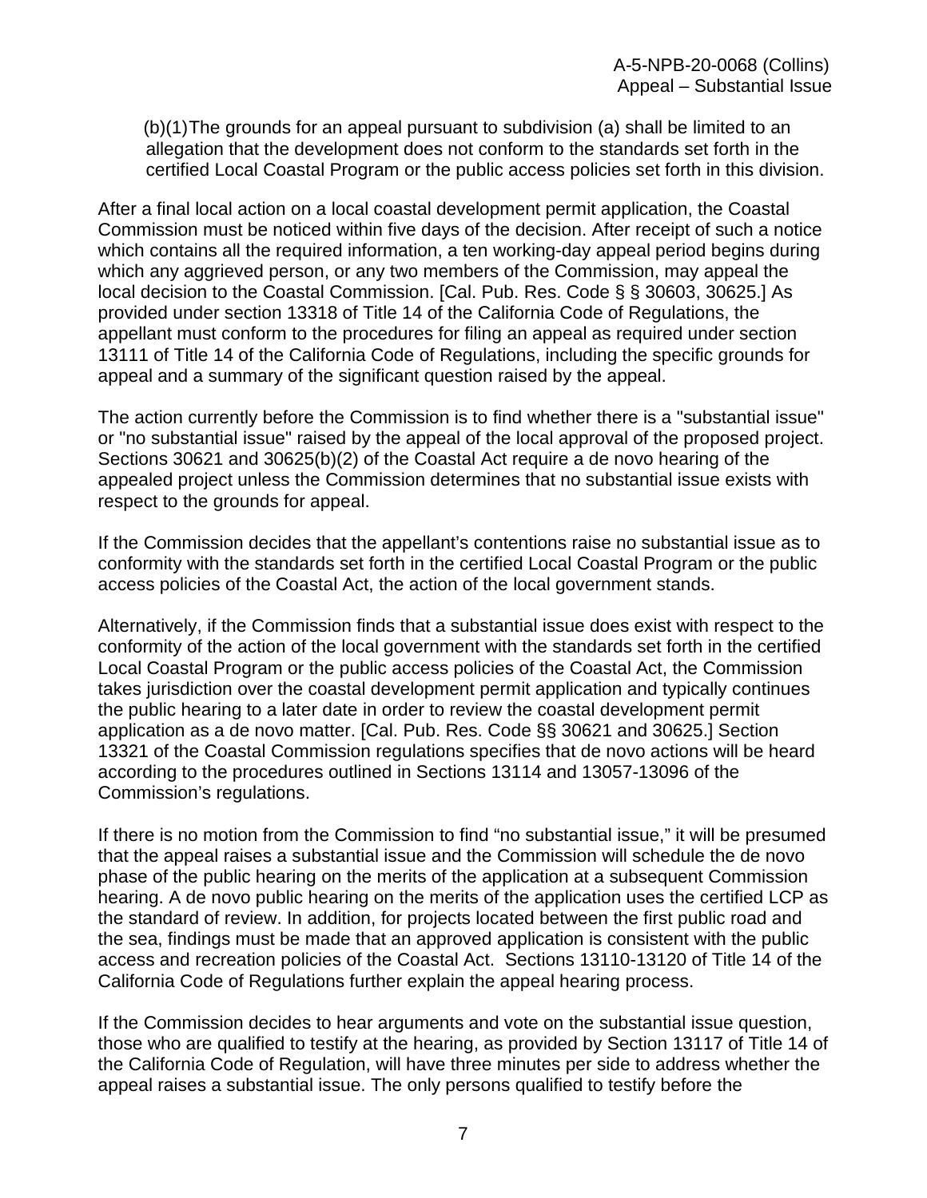(b)(1)The grounds for an appeal pursuant to subdivision (a) shall be limited to an allegation that the development does not conform to the standards set forth in the certified Local Coastal Program or the public access policies set forth in this division.

After a final local action on a local coastal development permit application, the Coastal Commission must be noticed within five days of the decision. After receipt of such a notice which contains all the required information, a ten working-day appeal period begins during which any aggrieved person, or any two members of the Commission, may appeal the local decision to the Coastal Commission. [Cal. Pub. Res. Code § § 30603, 30625.] As provided under section 13318 of Title 14 of the California Code of Regulations, the appellant must conform to the procedures for filing an appeal as required under section 13111 of Title 14 of the California Code of Regulations, including the specific grounds for appeal and a summary of the significant question raised by the appeal.

The action currently before the Commission is to find whether there is a "substantial issue" or "no substantial issue" raised by the appeal of the local approval of the proposed project. Sections 30621 and 30625(b)(2) of the Coastal Act require a de novo hearing of the appealed project unless the Commission determines that no substantial issue exists with respect to the grounds for appeal.

If the Commission decides that the appellant's contentions raise no substantial issue as to conformity with the standards set forth in the certified Local Coastal Program or the public access policies of the Coastal Act, the action of the local government stands.

Alternatively, if the Commission finds that a substantial issue does exist with respect to the conformity of the action of the local government with the standards set forth in the certified Local Coastal Program or the public access policies of the Coastal Act, the Commission takes jurisdiction over the coastal development permit application and typically continues the public hearing to a later date in order to review the coastal development permit application as a de novo matter. [Cal. Pub. Res. Code §§ 30621 and 30625.] Section 13321 of the Coastal Commission regulations specifies that de novo actions will be heard according to the procedures outlined in Sections 13114 and 13057-13096 of the Commission's regulations.

If there is no motion from the Commission to find "no substantial issue," it will be presumed that the appeal raises a substantial issue and the Commission will schedule the de novo phase of the public hearing on the merits of the application at a subsequent Commission hearing. A de novo public hearing on the merits of the application uses the certified LCP as the standard of review. In addition, for projects located between the first public road and the sea, findings must be made that an approved application is consistent with the public access and recreation policies of the Coastal Act. Sections 13110-13120 of Title 14 of the California Code of Regulations further explain the appeal hearing process.

If the Commission decides to hear arguments and vote on the substantial issue question, those who are qualified to testify at the hearing, as provided by Section 13117 of Title 14 of the California Code of Regulation, will have three minutes per side to address whether the appeal raises a substantial issue. The only persons qualified to testify before the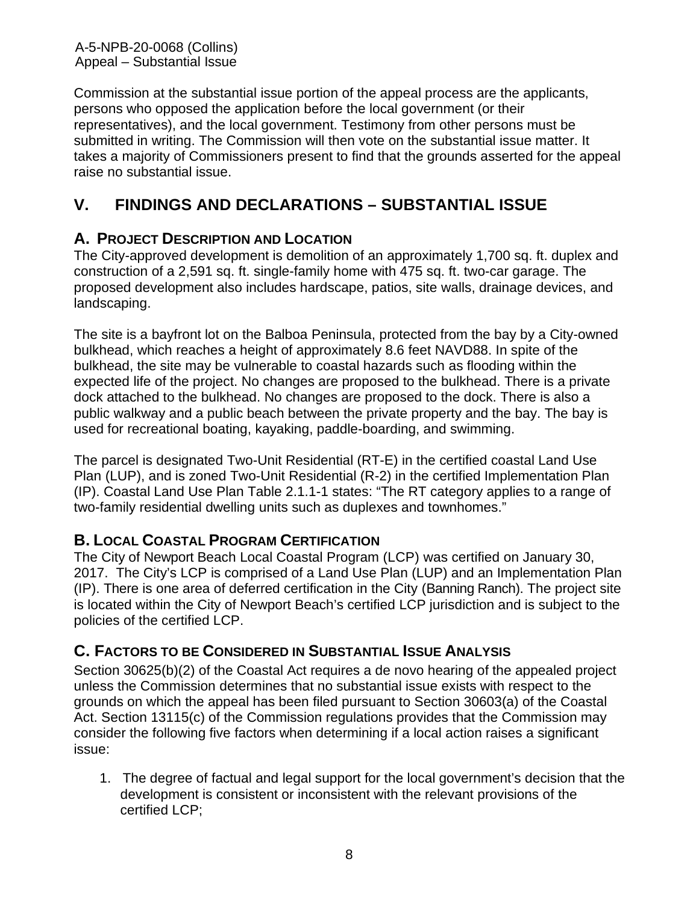Commission at the substantial issue portion of the appeal process are the applicants, persons who opposed the application before the local government (or their representatives), and the local government. Testimony from other persons must be submitted in writing. The Commission will then vote on the substantial issue matter. It takes a majority of Commissioners present to find that the grounds asserted for the appeal raise no substantial issue.

# V. FINDINGS AND DECLARATIONS – SUBSTANTIAL ISSUE

## A. PROJECT DESCRIPTION AND LOCATION

The City-approved development is demolition of an approximately 1,700 sq. ft. duplex and construction of a 2,591 sq. ft. single-family home with 475 sq. ft. two-car garage. The proposed development also includes hardscape, patios, site walls, drainage devices, and landscaping.

The site is a bayfront lot on the Balboa Peninsula, protected from the bay by a City-owned bulkhead, which reaches a height of approximately 8.6 feet NAVD88. In spite of the bulkhead, the site may be vulnerable to coastal hazards such as flooding within the expected life of the project. No changes are proposed to the bulkhead. There is a private dock attached to the bulkhead. No changes are proposed to the dock. There is also a public walkway and a public beach between the private property and the bay. The bay is used for recreational boating, kayaking, paddle-boarding, and swimming.

The parcel is designated Two-Unit Residential (RT-E) in the certified coastal Land Use Plan (LUP), and is zoned Two-Unit Residential (R-2) in the certified Implementation Plan (IP). Coastal Land Use Plan Table 2.1.1-1 states: "The RT category applies to a range of two-family residential dwelling units such as duplexes and townhomes."

## B. LOCAL COASTAL PROGRAM CERTIFICATION

The City of Newport Beach Local Coastal Program (LCP) was certified on January 30, 2017. The City's LCP is comprised of a Land Use Plan (LUP) and an Implementation Plan (IP). There is one area of deferred certification in the City (Banning Ranch). The project site is located within the City of Newport Beach's certified LCP jurisdiction and is subject to the policies of the certified LCP.

## C. FACTORS TO BE CONSIDERED IN SUBSTANTIAL ISSUE ANALYSIS

Section 30625(b)(2) of the Coastal Act requires a de novo hearing of the appealed project unless the Commission determines that no substantial issue exists with respect to the grounds on which the appeal has been filed pursuant to Section 30603(a) of the Coastal Act. Section 13115(c) of the Commission regulations provides that the Commission may consider the following five factors when determining if a local action raises a significant issue:

1. The degree of factual and legal support for the local government's decision that the development is consistent or inconsistent with the relevant provisions of the certified LCP;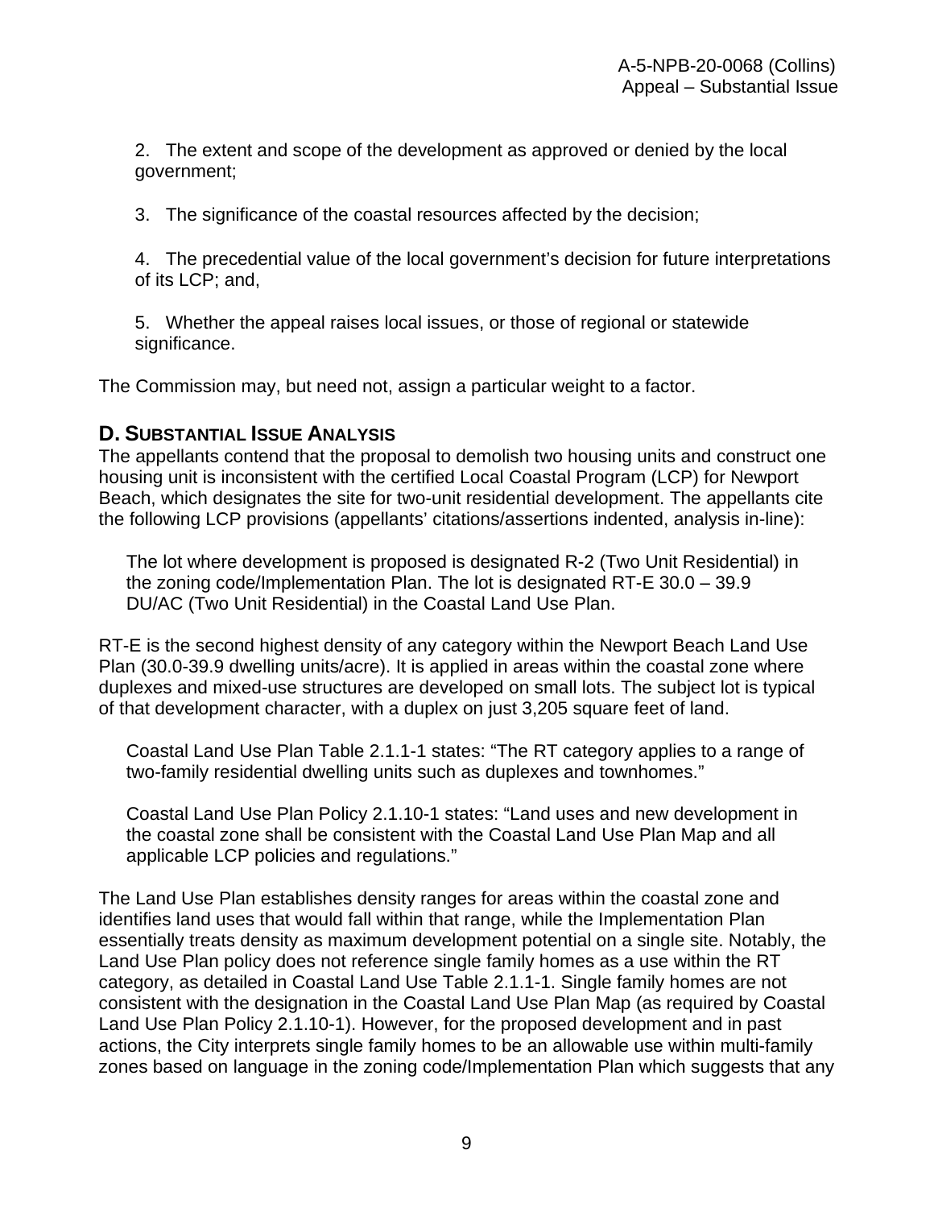2. The extent and scope of the development as approved or denied by the local government;

3. The significance of the coastal resources affected by the decision;

4. The precedential value of the local government's decision for future interpretations of its LCP; and,

5. Whether the appeal raises local issues, or those of regional or statewide significance.

The Commission may, but need not, assign a particular weight to a factor.

## D. Substantial Issue Analysis

The appellants contend that the proposal to demolish two housing units and construct one housing unit is inconsistent with the certified Local Coastal Program (LCP) for Newport Beach, which designates the site for two-unit residential development. The appellants cite the following LCP provisions (appellants' citations/assertions indented, analysis in-line):

> The lot where development is proposed is designated R-2 (Two Unit Residential) in the zoning code/Implementation Plan. The lot is designated RT-E 30.0 – 39.9 DU/AC (Two Unit Residential) in the Coastal Land Use Plan.

RT-E is the second highest density of any category within the Newport Beach Land Use Plan (30.0-39.9 dwelling units/acre). It is applied in areas within the coastal zone where duplexes and mixed-use structures are developed on small lots. The subject lot is typical of that development character, with a duplex on just 3,205 square feet of land.

> Coastal Land Use Plan Table 2.1.1-1 states: "The RT category applies to a range of two-family residential dwelling units such as duplexes and townhomes."
>
> Coastal Land Use Plan Policy 2.1.10-1 states: "Land uses and new development in the coastal zone shall be consistent with the Coastal Land Use Plan Map and all applicable LCP policies and regulations."

The Land Use Plan establishes density ranges for areas within the coastal zone and identifies land uses that would fall within that range, while the Implementation Plan essentially treats density as maximum development potential on a single site. Notably, the Land Use Plan policy does not reference single family homes as a use within the RT category, as detailed in Coastal Land Use Table 2.1.1-1. Single family homes are not consistent with the designation in the Coastal Land Use Plan Map (as required by Coastal Land Use Plan Policy 2.1.10-1). However, for the proposed development and in past actions, the City interprets single family homes to be an allowable use within multi-family zones based on language in the zoning code/Implementation Plan which suggests that any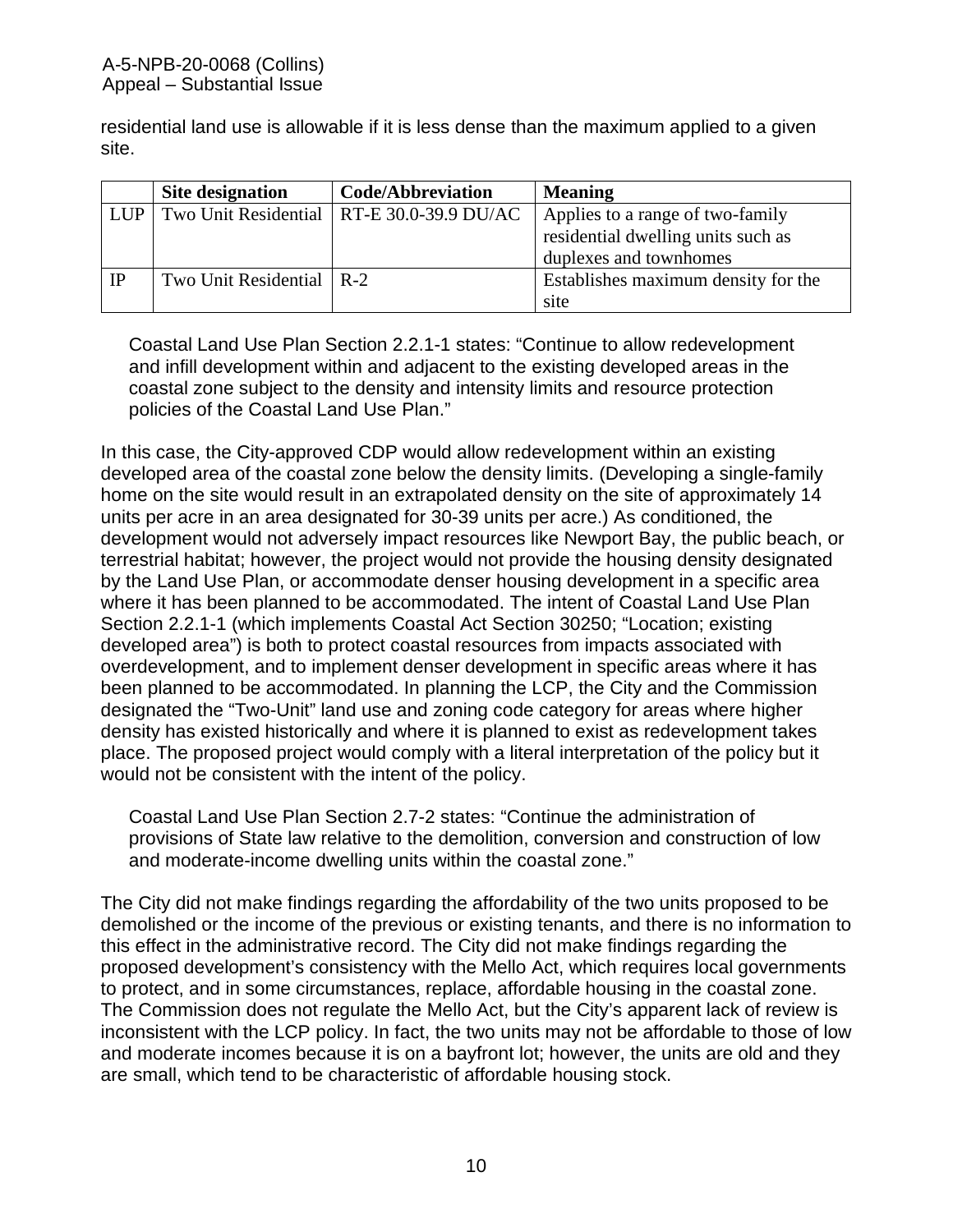residential land use is allowable if it is less dense than the maximum applied to a given site.

| | Site designation | Code/Abbreviation | Meaning |
|---|---|---|---|
| LUP | Two Unit Residential | RT-E 30.0-39.9 DU/AC | Applies to a range of two-family residential dwelling units such as duplexes and townhomes |
| IP | Two Unit Residential | R-2 | Establishes maximum density for the site |

> Coastal Land Use Plan Section 2.2.1-1 states: “Continue to allow redevelopment and infill development within and adjacent to the existing developed areas in the coastal zone subject to the density and intensity limits and resource protection policies of the Coastal Land Use Plan.”

In this case, the City-approved CDP would allow redevelopment within an existing developed area of the coastal zone below the density limits. (Developing a single-family home on the site would result in an extrapolated density on the site of approximately 14 units per acre in an area designated for 30-39 units per acre.) As conditioned, the development would not adversely impact resources like Newport Bay, the public beach, or terrestrial habitat; however, the project would not provide the housing density designated by the Land Use Plan, or accommodate denser housing development in a specific area where it has been planned to be accommodated. The intent of Coastal Land Use Plan Section 2.2.1-1 (which implements Coastal Act Section 30250; “Location; existing developed area”) is both to protect coastal resources from impacts associated with overdevelopment, and to implement denser development in specific areas where it has been planned to be accommodated. In planning the LCP, the City and the Commission designated the “Two-Unit” land use and zoning code category for areas where higher density has existed historically and where it is planned to exist as redevelopment takes place. The proposed project would comply with a literal interpretation of the policy but it would not be consistent with the intent of the policy.

> Coastal Land Use Plan Section 2.7-2 states: “Continue the administration of provisions of State law relative to the demolition, conversion and construction of low and moderate-income dwelling units within the coastal zone.”

The City did not make findings regarding the affordability of the two units proposed to be demolished or the income of the previous or existing tenants, and there is no information to this effect in the administrative record. The City did not make findings regarding the proposed development’s consistency with the Mello Act, which requires local governments to protect, and in some circumstances, replace, affordable housing in the coastal zone. The Commission does not regulate the Mello Act, but the City’s apparent lack of review is inconsistent with the LCP policy. In fact, the two units may not be affordable to those of low and moderate incomes because it is on a bayfront lot; however, the units are old and they are small, which tend to be characteristic of affordable housing stock.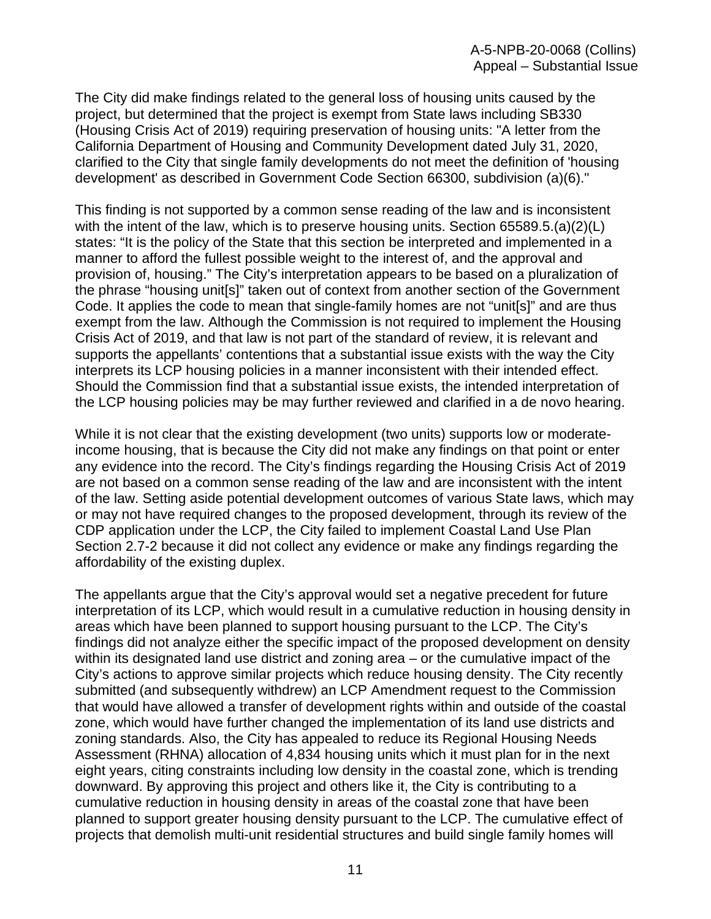The City did make findings related to the general loss of housing units caused by the project, but determined that the project is exempt from State laws including SB330 (Housing Crisis Act of 2019) requiring preservation of housing units: "A letter from the California Department of Housing and Community Development dated July 31, 2020, clarified to the City that single family developments do not meet the definition of 'housing development' as described in Government Code Section 66300, subdivision (a)(6)."

This finding is not supported by a common sense reading of the law and is inconsistent with the intent of the law, which is to preserve housing units. Section 65589.5.(a)(2)(L) states: "It is the policy of the State that this section be interpreted and implemented in a manner to afford the fullest possible weight to the interest of, and the approval and provision of, housing." The City's interpretation appears to be based on a pluralization of the phrase "housing unit[s]" taken out of context from another section of the Government Code. It applies the code to mean that single-family homes are not "unit[s]" and are thus exempt from the law. Although the Commission is not required to implement the Housing Crisis Act of 2019, and that law is not part of the standard of review, it is relevant and supports the appellants' contentions that a substantial issue exists with the way the City interprets its LCP housing policies in a manner inconsistent with their intended effect. Should the Commission find that a substantial issue exists, the intended interpretation of the LCP housing policies may be may further reviewed and clarified in a de novo hearing.

While it is not clear that the existing development (two units) supports low or moderate-income housing, that is because the City did not make any findings on that point or enter any evidence into the record. The City's findings regarding the Housing Crisis Act of 2019 are not based on a common sense reading of the law and are inconsistent with the intent of the law. Setting aside potential development outcomes of various State laws, which may or may not have required changes to the proposed development, through its review of the CDP application under the LCP, the City failed to implement Coastal Land Use Plan Section 2.7-2 because it did not collect any evidence or make any findings regarding the affordability of the existing duplex.

The appellants argue that the City's approval would set a negative precedent for future interpretation of its LCP, which would result in a cumulative reduction in housing density in areas which have been planned to support housing pursuant to the LCP. The City's findings did not analyze either the specific impact of the proposed development on density within its designated land use district and zoning area – or the cumulative impact of the City's actions to approve similar projects which reduce housing density. The City recently submitted (and subsequently withdrew) an LCP Amendment request to the Commission that would have allowed a transfer of development rights within and outside of the coastal zone, which would have further changed the implementation of its land use districts and zoning standards. Also, the City has appealed to reduce its Regional Housing Needs Assessment (RHNA) allocation of 4,834 housing units which it must plan for in the next eight years, citing constraints including low density in the coastal zone, which is trending downward. By approving this project and others like it, the City is contributing to a cumulative reduction in housing density in areas of the coastal zone that have been planned to support greater housing density pursuant to the LCP. The cumulative effect of projects that demolish multi-unit residential structures and build single family homes will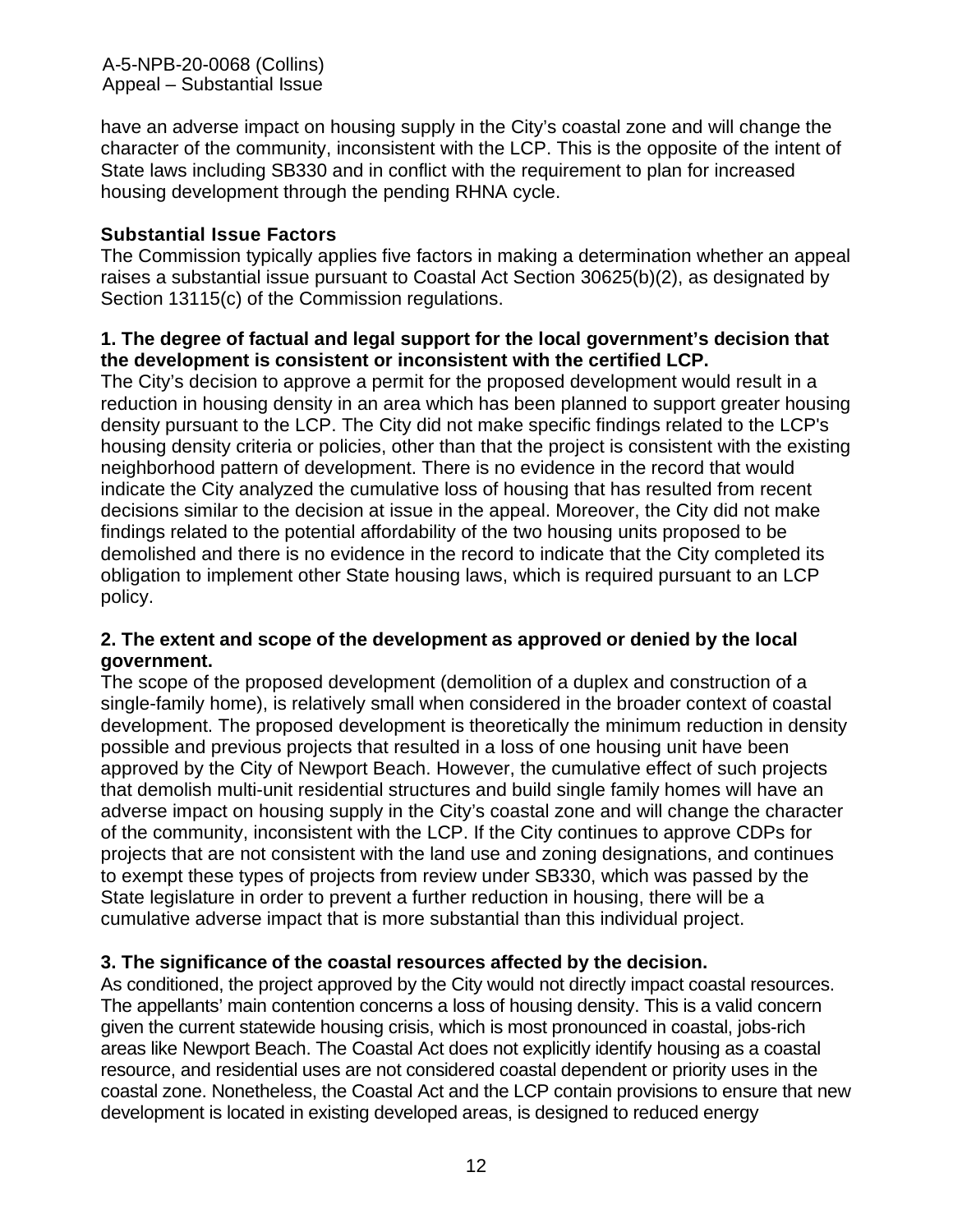have an adverse impact on housing supply in the City's coastal zone and will change the character of the community, inconsistent with the LCP. This is the opposite of the intent of State laws including SB330 and in conflict with the requirement to plan for increased housing development through the pending RHNA cycle.

### Substantial Issue Factors

The Commission typically applies five factors in making a determination whether an appeal raises a substantial issue pursuant to Coastal Act Section 30625(b)(2), as designated by Section 13115(c) of the Commission regulations.

**1. The degree of factual and legal support for the local government's decision that the development is consistent or inconsistent with the certified LCP.**

The City's decision to approve a permit for the proposed development would result in a reduction in housing density in an area which has been planned to support greater housing density pursuant to the LCP. The City did not make specific findings related to the LCP's housing density criteria or policies, other than that the project is consistent with the existing neighborhood pattern of development. There is no evidence in the record that would indicate the City analyzed the cumulative loss of housing that has resulted from recent decisions similar to the decision at issue in the appeal. Moreover, the City did not make findings related to the potential affordability of the two housing units proposed to be demolished and there is no evidence in the record to indicate that the City completed its obligation to implement other State housing laws, which is required pursuant to an LCP policy.

**2. The extent and scope of the development as approved or denied by the local government.**

The scope of the proposed development (demolition of a duplex and construction of a single-family home), is relatively small when considered in the broader context of coastal development. The proposed development is theoretically the minimum reduction in density possible and previous projects that resulted in a loss of one housing unit have been approved by the City of Newport Beach. However, the cumulative effect of such projects that demolish multi-unit residential structures and build single family homes will have an adverse impact on housing supply in the City's coastal zone and will change the character of the community, inconsistent with the LCP. If the City continues to approve CDPs for projects that are not consistent with the land use and zoning designations, and continues to exempt these types of projects from review under SB330, which was passed by the State legislature in order to prevent a further reduction in housing, there will be a cumulative adverse impact that is more substantial than this individual project.

**3. The significance of the coastal resources affected by the decision.**

As conditioned, the project approved by the City would not directly impact coastal resources. The appellants' main contention concerns a loss of housing density. This is a valid concern given the current statewide housing crisis, which is most pronounced in coastal, jobs-rich areas like Newport Beach. The Coastal Act does not explicitly identify housing as a coastal resource, and residential uses are not considered coastal dependent or priority uses in the coastal zone. Nonetheless, the Coastal Act and the LCP contain provisions to ensure that new development is located in existing developed areas, is designed to reduced energy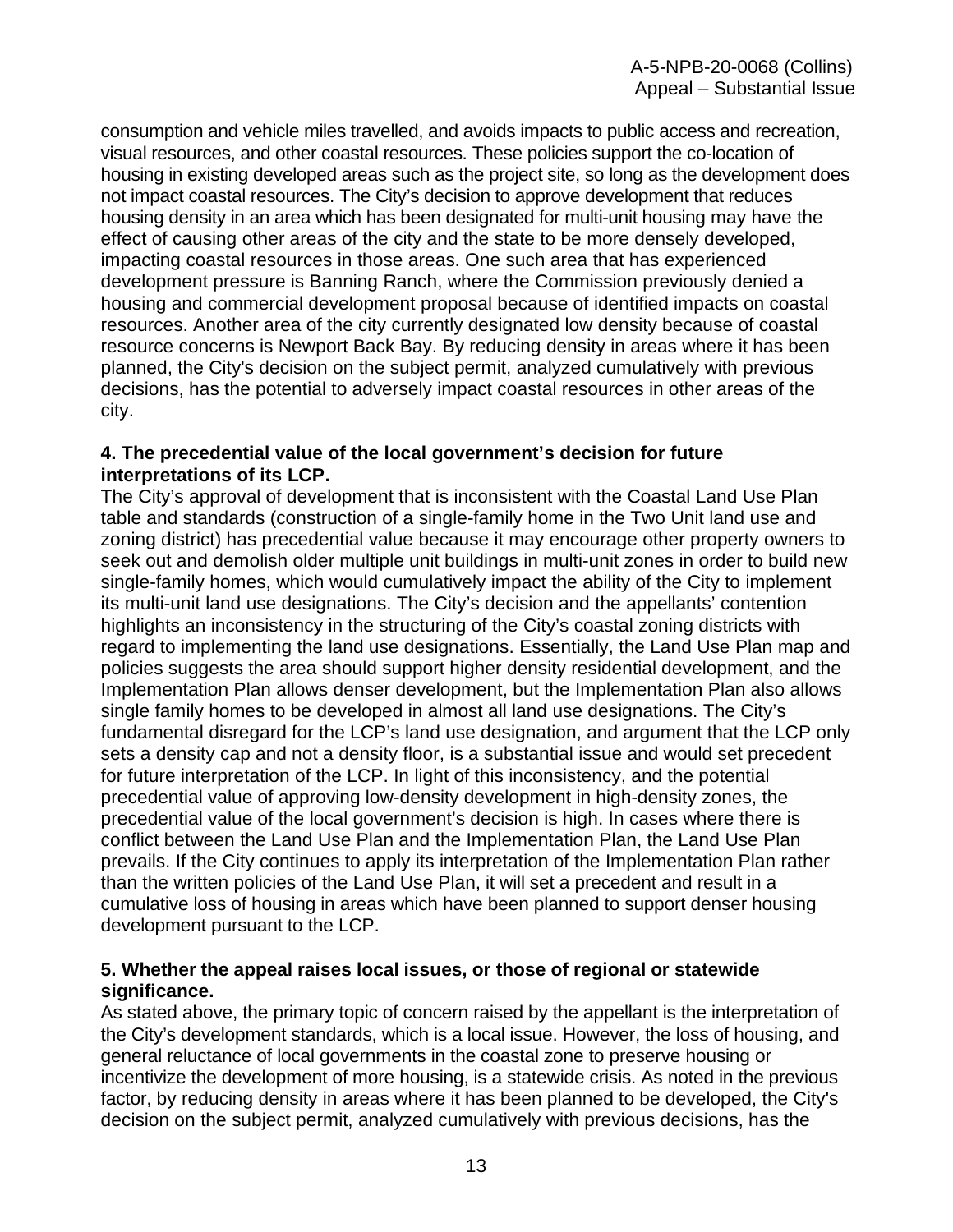consumption and vehicle miles travelled, and avoids impacts to public access and recreation, visual resources, and other coastal resources. These policies support the co-location of housing in existing developed areas such as the project site, so long as the development does not impact coastal resources. The City's decision to approve development that reduces housing density in an area which has been designated for multi-unit housing may have the effect of causing other areas of the city and the state to be more densely developed, impacting coastal resources in those areas. One such area that has experienced development pressure is Banning Ranch, where the Commission previously denied a housing and commercial development proposal because of identified impacts on coastal resources. Another area of the city currently designated low density because of coastal resource concerns is Newport Back Bay. By reducing density in areas where it has been planned, the City's decision on the subject permit, analyzed cumulatively with previous decisions, has the potential to adversely impact coastal resources in other areas of the city.

**4. The precedential value of the local government's decision for future interpretations of its LCP.**

The City's approval of development that is inconsistent with the Coastal Land Use Plan table and standards (construction of a single-family home in the Two Unit land use and zoning district) has precedential value because it may encourage other property owners to seek out and demolish older multiple unit buildings in multi-unit zones in order to build new single-family homes, which would cumulatively impact the ability of the City to implement its multi-unit land use designations. The City's decision and the appellants' contention highlights an inconsistency in the structuring of the City's coastal zoning districts with regard to implementing the land use designations. Essentially, the Land Use Plan map and policies suggests the area should support higher density residential development, and the Implementation Plan allows denser development, but the Implementation Plan also allows single family homes to be developed in almost all land use designations. The City's fundamental disregard for the LCP's land use designation, and argument that the LCP only sets a density cap and not a density floor, is a substantial issue and would set precedent for future interpretation of the LCP. In light of this inconsistency, and the potential precedential value of approving low-density development in high-density zones, the precedential value of the local government's decision is high. In cases where there is conflict between the Land Use Plan and the Implementation Plan, the Land Use Plan prevails. If the City continues to apply its interpretation of the Implementation Plan rather than the written policies of the Land Use Plan, it will set a precedent and result in a cumulative loss of housing in areas which have been planned to support denser housing development pursuant to the LCP.

**5. Whether the appeal raises local issues, or those of regional or statewide significance.**

As stated above, the primary topic of concern raised by the appellant is the interpretation of the City's development standards, which is a local issue. However, the loss of housing, and general reluctance of local governments in the coastal zone to preserve housing or incentivize the development of more housing, is a statewide crisis. As noted in the previous factor, by reducing density in areas where it has been planned to be developed, the City's decision on the subject permit, analyzed cumulatively with previous decisions, has the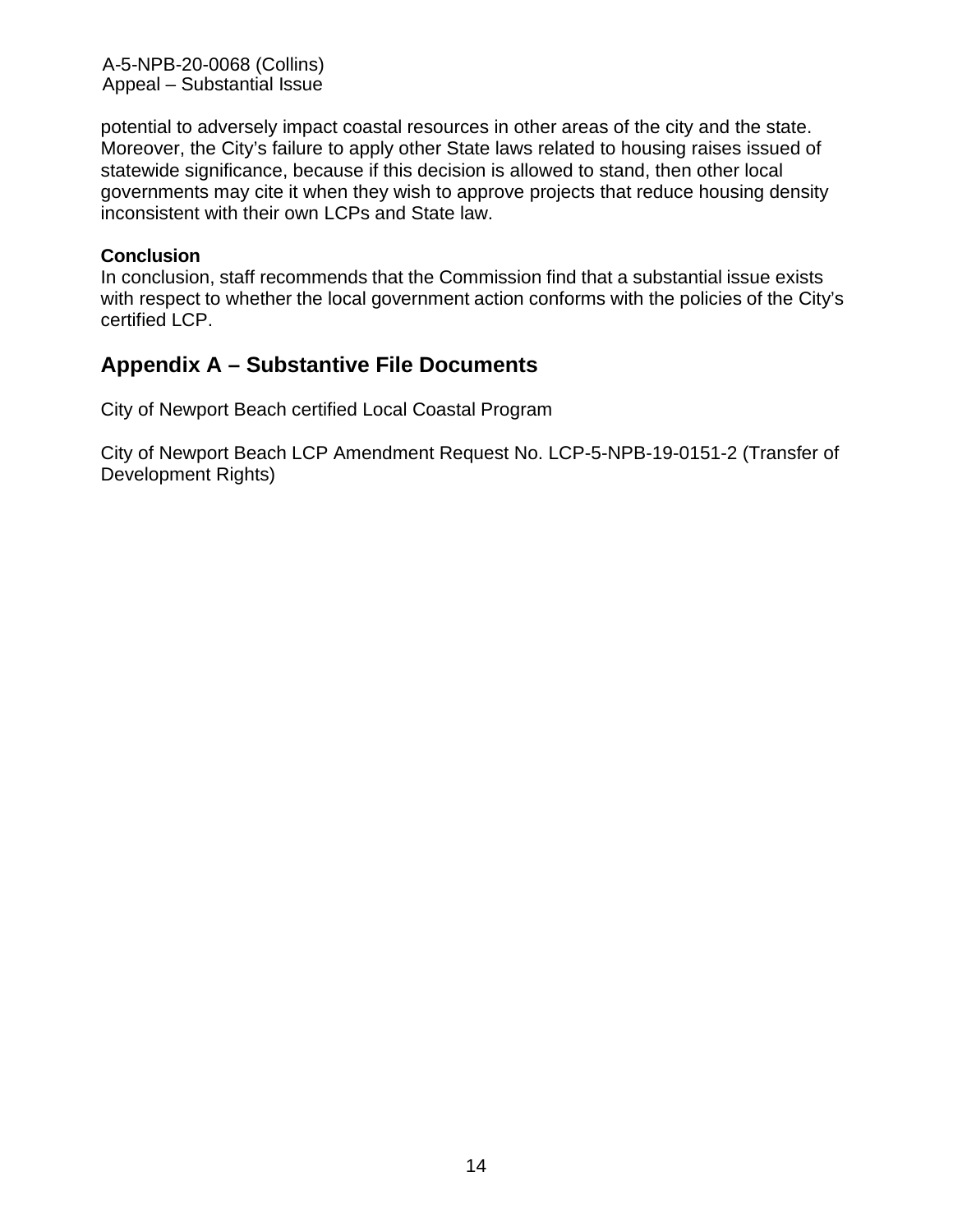potential to adversely impact coastal resources in other areas of the city and the state. Moreover, the City's failure to apply other State laws related to housing raises issued of statewide significance, because if this decision is allowed to stand, then other local governments may cite it when they wish to approve projects that reduce housing density inconsistent with their own LCPs and State law.

**Conclusion**

In conclusion, staff recommends that the Commission find that a substantial issue exists with respect to whether the local government action conforms with the policies of the City's certified LCP.

## Appendix A – Substantive File Documents

City of Newport Beach certified Local Coastal Program

City of Newport Beach LCP Amendment Request No. LCP-5-NPB-19-0151-2 (Transfer of Development Rights)